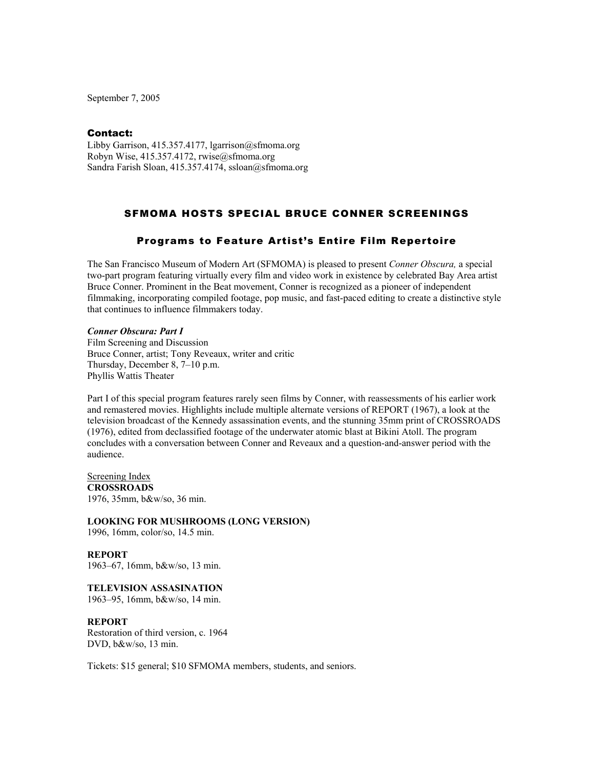September 7, 2005

**Contact:**
Libby Garrison, 415.357.4177, lgarrison@sfmoma.org
Robyn Wise, 415.357.4172, rwise@sfmoma.org
Sandra Farish Sloan, 415.357.4174, ssloan@sfmoma.org

# SFMOMA HOSTS SPECIAL BRUCE CONNER SCREENINGS

## Programs to Feature Artist's Entire Film Repertoire

The San Francisco Museum of Modern Art (SFMOMA) is pleased to present *Conner Obscura,* a special two-part program featuring virtually every film and video work in existence by celebrated Bay Area artist Bruce Conner. Prominent in the Beat movement, Conner is recognized as a pioneer of independent filmmaking, incorporating compiled footage, pop music, and fast-paced editing to create a distinctive style that continues to influence filmmakers today.

***Conner Obscura: Part I***
Film Screening and Discussion
Bruce Conner, artist; Tony Reveaux, writer and critic
Thursday, December 8, 7–10 p.m.
Phyllis Wattis Theater

Part I of this special program features rarely seen films by Conner, with reassessments of his earlier work and remastered movies. Highlights include multiple alternate versions of REPORT (1967), a look at the television broadcast of the Kennedy assassination events, and the stunning 35mm print of CROSSROADS (1976), edited from declassified footage of the underwater atomic blast at Bikini Atoll. The program concludes with a conversation between Conner and Reveaux and a question-and-answer period with the audience.

Screening Index

**CROSSROADS**
1976, 35mm, b&w/so, 36 min.

**LOOKING FOR MUSHROOMS (LONG VERSION)**
1996, 16mm, color/so, 14.5 min.

**REPORT**
1963–67, 16mm, b&w/so, 13 min.

**TELEVISION ASSASINATION**
1963–95, 16mm, b&w/so, 14 min.

**REPORT**
Restoration of third version, c. 1964
DVD, b&w/so, 13 min.

Tickets: $15 general; $10 SFMOMA members, students, and seniors.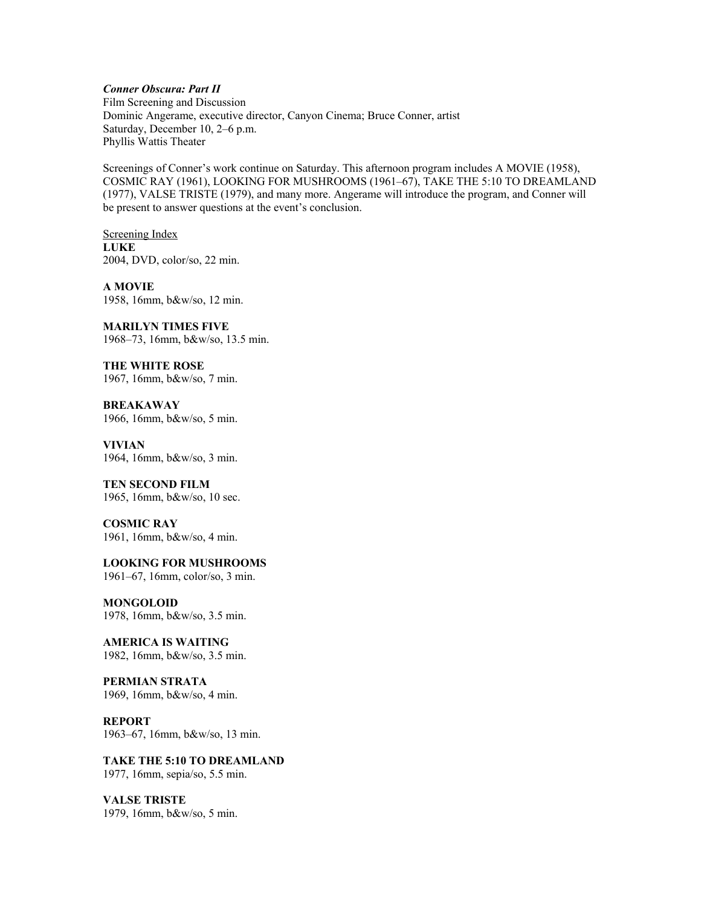***Conner Obscura: Part II***
Film Screening and Discussion
Dominic Angerame, executive director, Canyon Cinema; Bruce Conner, artist
Saturday, December 10, 2–6 p.m.
Phyllis Wattis Theater

Screenings of Conner's work continue on Saturday. This afternoon program includes A MOVIE (1958), COSMIC RAY (1961), LOOKING FOR MUSHROOMS (1961–67), TAKE THE 5:10 TO DREAMLAND (1977), VALSE TRISTE (1979), and many more. Angerame will introduce the program, and Conner will be present to answer questions at the event's conclusion.

<u>Screening Index</u>

**LUKE**
2004, DVD, color/so, 22 min.

**A MOVIE**
1958, 16mm, b&w/so, 12 min.

**MARILYN TIMES FIVE**
1968–73, 16mm, b&w/so, 13.5 min.

**THE WHITE ROSE**
1967, 16mm, b&w/so, 7 min.

**BREAKAWAY**
1966, 16mm, b&w/so, 5 min.

**VIVIAN**
1964, 16mm, b&w/so, 3 min.

**TEN SECOND FILM**
1965, 16mm, b&w/so, 10 sec.

**COSMIC RAY**
1961, 16mm, b&w/so, 4 min.

**LOOKING FOR MUSHROOMS**
1961–67, 16mm, color/so, 3 min.

**MONGOLOID**
1978, 16mm, b&w/so, 3.5 min.

**AMERICA IS WAITING**
1982, 16mm, b&w/so, 3.5 min.

**PERMIAN STRATA**
1969, 16mm, b&w/so, 4 min.

**REPORT**
1963–67, 16mm, b&w/so, 13 min.

**TAKE THE 5:10 TO DREAMLAND**
1977, 16mm, sepia/so, 5.5 min.

**VALSE TRISTE**
1979, 16mm, b&w/so, 5 min.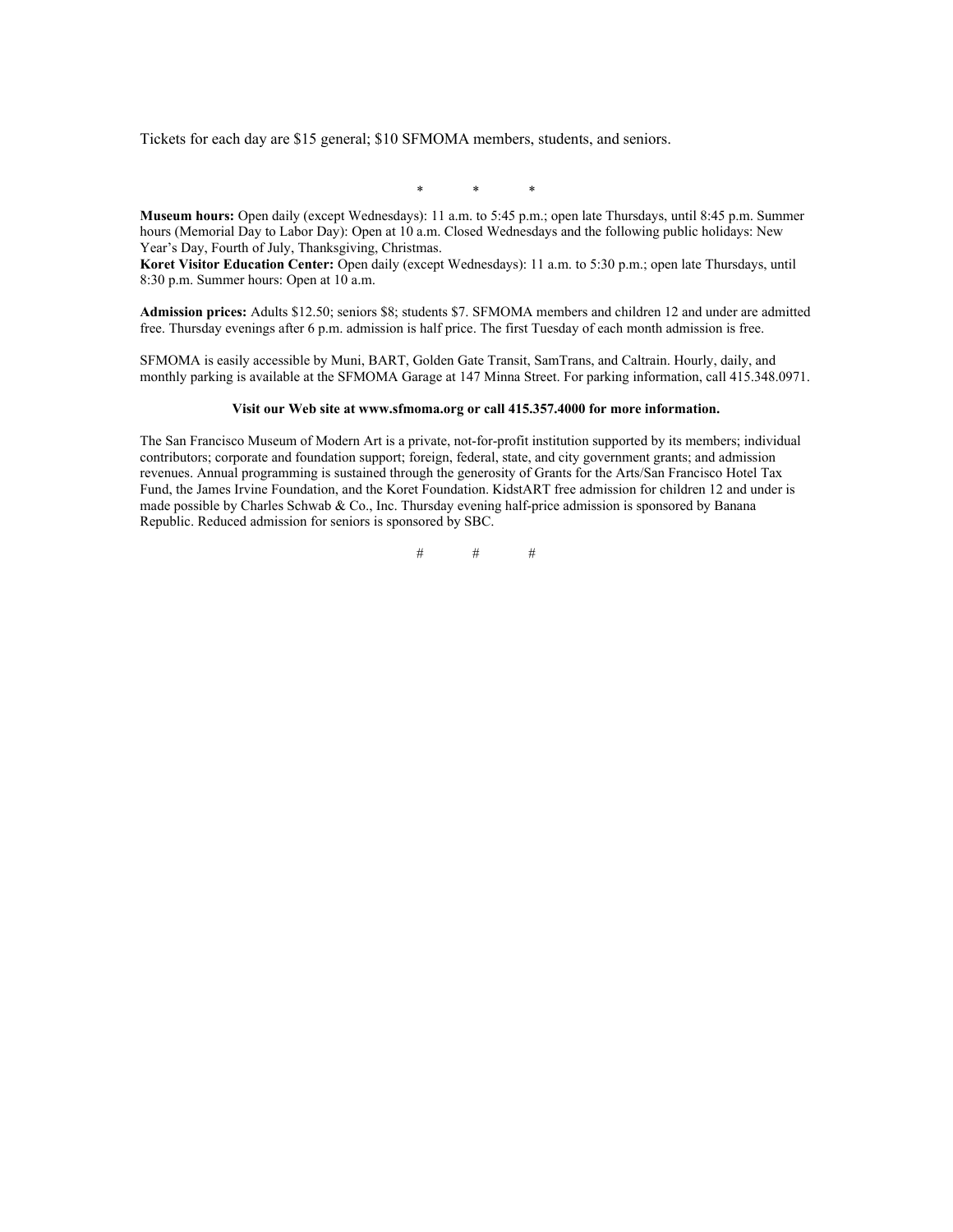Tickets for each day are $15 general; $10 SFMOMA members, students, and seniors.

\*                \*                \*

**Museum hours:** Open daily (except Wednesdays): 11 a.m. to 5:45 p.m.; open late Thursdays, until 8:45 p.m. Summer hours (Memorial Day to Labor Day): Open at 10 a.m. Closed Wednesdays and the following public holidays: New Year's Day, Fourth of July, Thanksgiving, Christmas.
**Koret Visitor Education Center:** Open daily (except Wednesdays): 11 a.m. to 5:30 p.m.; open late Thursdays, until 8:30 p.m. Summer hours: Open at 10 a.m.

**Admission prices:** Adults $12.50; seniors $8; students $7. SFMOMA members and children 12 and under are admitted free. Thursday evenings after 6 p.m. admission is half price. The first Tuesday of each month admission is free.

SFMOMA is easily accessible by Muni, BART, Golden Gate Transit, SamTrans, and Caltrain. Hourly, daily, and monthly parking is available at the SFMOMA Garage at 147 Minna Street. For parking information, call 415.348.0971.

**Visit our Web site at www.sfmoma.org or call 415.357.4000 for more information.**

The San Francisco Museum of Modern Art is a private, not-for-profit institution supported by its members; individual contributors; corporate and foundation support; foreign, federal, state, and city government grants; and admission revenues. Annual programming is sustained through the generosity of Grants for the Arts/San Francisco Hotel Tax Fund, the James Irvine Foundation, and the Koret Foundation. KidstART free admission for children 12 and under is made possible by Charles Schwab & Co., Inc. Thursday evening half-price admission is sponsored by Banana Republic. Reduced admission for seniors is sponsored by SBC.

\#                #                #